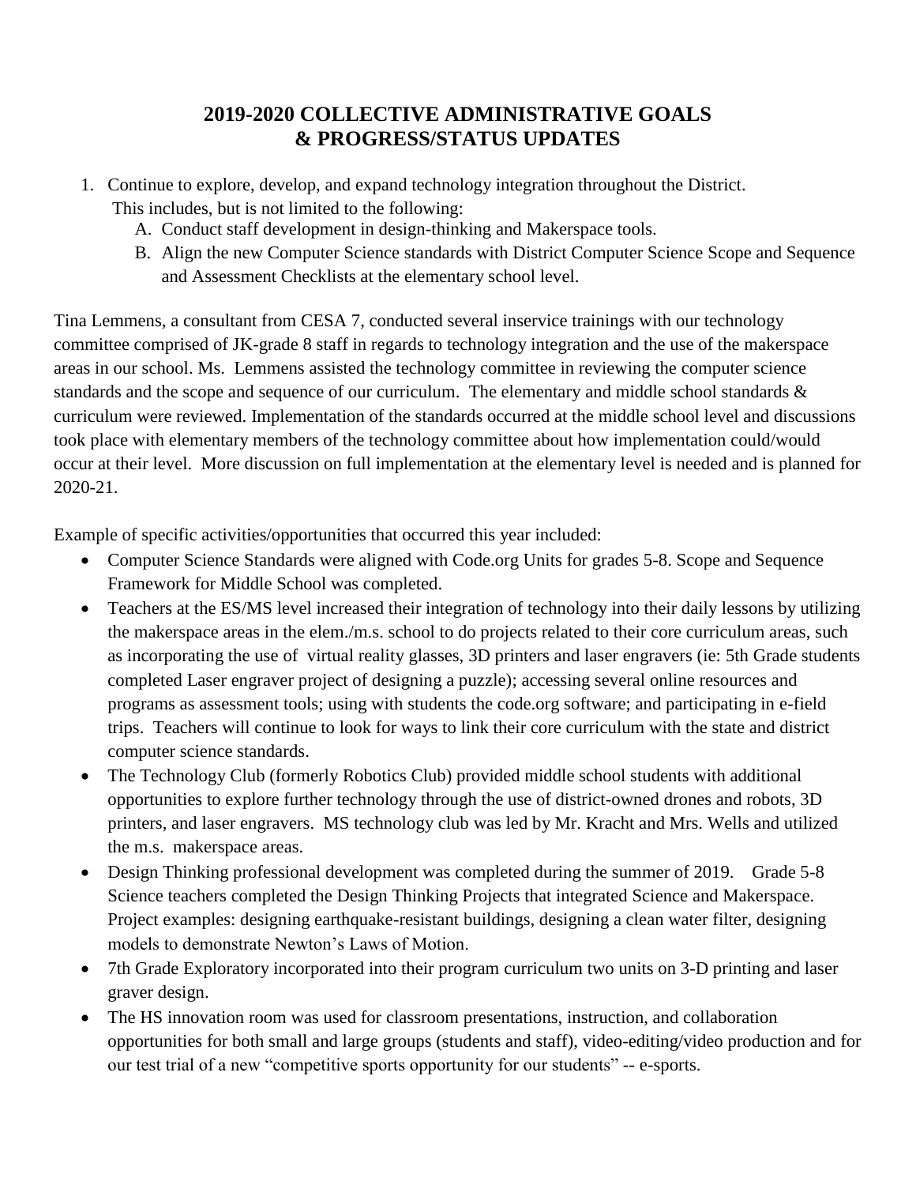# 2019-2020 COLLECTIVE ADMINISTRATIVE GOALS & PROGRESS/STATUS UPDATES

1. Continue to explore, develop, and expand technology integration throughout the District. This includes, but is not limited to the following:
    - A. Conduct staff development in design-thinking and Makerspace tools.
    - B. Align the new Computer Science standards with District Computer Science Scope and Sequence and Assessment Checklists at the elementary school level.

Tina Lemmens, a consultant from CESA 7, conducted several inservice trainings with our technology committee comprised of JK-grade 8 staff in regards to technology integration and the use of the makerspace areas in our school. Ms. Lemmens assisted the technology committee in reviewing the computer science standards and the scope and sequence of our curriculum. The elementary and middle school standards & curriculum were reviewed. Implementation of the standards occurred at the middle school level and discussions took place with elementary members of the technology committee about how implementation could/would occur at their level. More discussion on full implementation at the elementary level is needed and is planned for 2020-21.

Example of specific activities/opportunities that occurred this year included:

- Computer Science Standards were aligned with Code.org Units for grades 5-8. Scope and Sequence Framework for Middle School was completed.
- Teachers at the ES/MS level increased their integration of technology into their daily lessons by utilizing the makerspace areas in the elem./m.s. school to do projects related to their core curriculum areas, such as incorporating the use of virtual reality glasses, 3D printers and laser engravers (ie: 5th Grade students completed Laser engraver project of designing a puzzle); accessing several online resources and programs as assessment tools; using with students the code.org software; and participating in e-field trips. Teachers will continue to look for ways to link their core curriculum with the state and district computer science standards.
- The Technology Club (formerly Robotics Club) provided middle school students with additional opportunities to explore further technology through the use of district-owned drones and robots, 3D printers, and laser engravers. MS technology club was led by Mr. Kracht and Mrs. Wells and utilized the m.s. makerspace areas.
- Design Thinking professional development was completed during the summer of 2019. Grade 5-8 Science teachers completed the Design Thinking Projects that integrated Science and Makerspace. Project examples: designing earthquake-resistant buildings, designing a clean water filter, designing models to demonstrate Newton's Laws of Motion.
- 7th Grade Exploratory incorporated into their program curriculum two units on 3-D printing and laser graver design.
- The HS innovation room was used for classroom presentations, instruction, and collaboration opportunities for both small and large groups (students and staff), video-editing/video production and for our test trial of a new "competitive sports opportunity for our students" -- e-sports.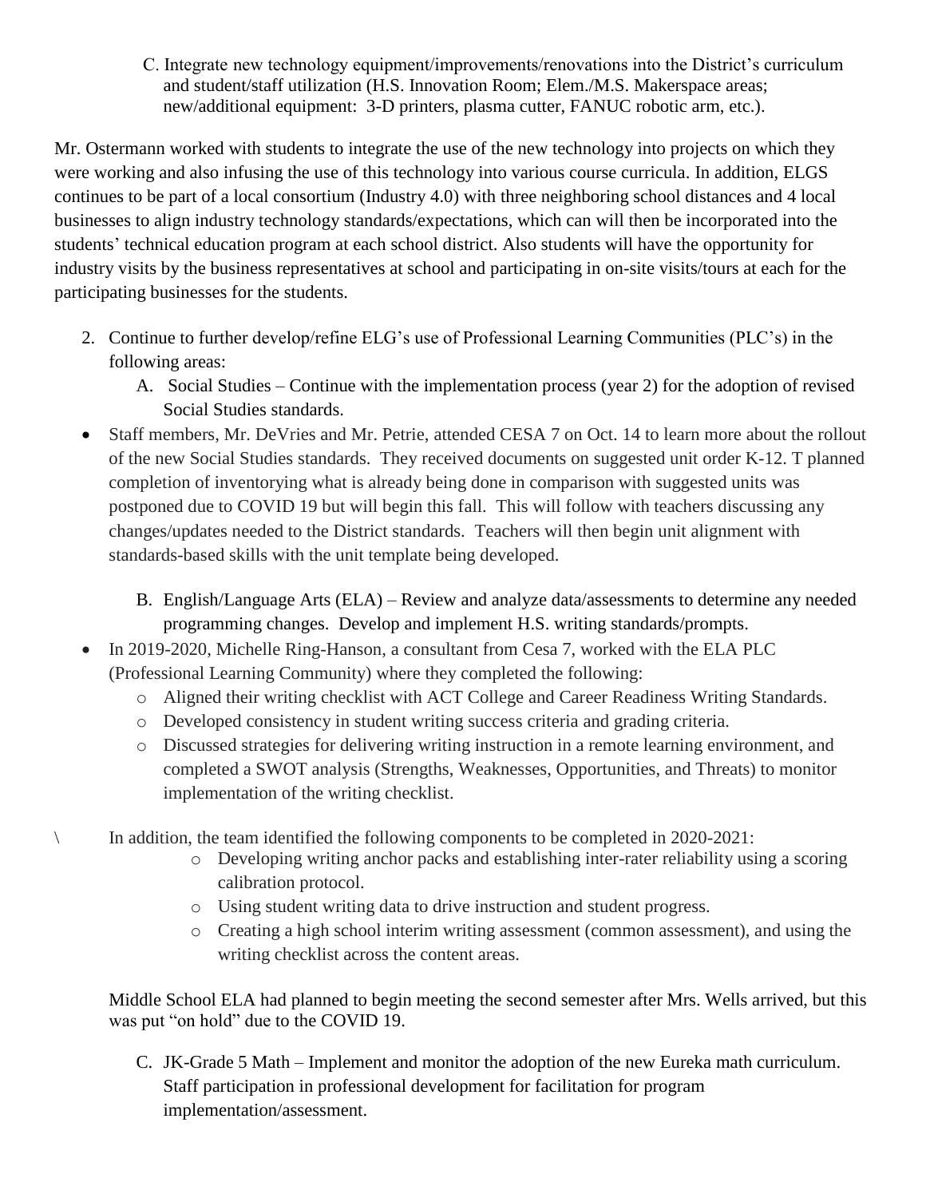C. Integrate new technology equipment/improvements/renovations into the District's curriculum and student/staff utilization (H.S. Innovation Room; Elem./M.S. Makerspace areas; new/additional equipment: 3-D printers, plasma cutter, FANUC robotic arm, etc.).

Mr. Ostermann worked with students to integrate the use of the new technology into projects on which they were working and also infusing the use of this technology into various course curricula. In addition, ELGS continues to be part of a local consortium (Industry 4.0) with three neighboring school distances and 4 local businesses to align industry technology standards/expectations, which can will then be incorporated into the students' technical education program at each school district. Also students will have the opportunity for industry visits by the business representatives at school and participating in on-site visits/tours at each for the participating businesses for the students.

2. Continue to further develop/refine ELG's use of Professional Learning Communities (PLC's) in the following areas:
   A. Social Studies – Continue with the implementation process (year 2) for the adoption of revised Social Studies standards.

- Staff members, Mr. DeVries and Mr. Petrie, attended CESA 7 on Oct. 14 to learn more about the rollout of the new Social Studies standards. They received documents on suggested unit order K-12. T planned completion of inventorying what is already being done in comparison with suggested units was postponed due to COVID 19 but will begin this fall. This will follow with teachers discussing any changes/updates needed to the District standards. Teachers will then begin unit alignment with standards-based skills with the unit template being developed.

   B. English/Language Arts (ELA) – Review and analyze data/assessments to determine any needed programming changes. Develop and implement H.S. writing standards/prompts.

- In 2019-2020, Michelle Ring-Hanson, a consultant from Cesa 7, worked with the ELA PLC (Professional Learning Community) where they completed the following:
  - Aligned their writing checklist with ACT College and Career Readiness Writing Standards.
  - Developed consistency in student writing success criteria and grading criteria.
  - Discussed strategies for delivering writing instruction in a remote learning environment, and completed a SWOT analysis (Strengths, Weaknesses, Opportunities, and Threats) to monitor implementation of the writing checklist.

\ In addition, the team identified the following components to be completed in 2020-2021:

  - Developing writing anchor packs and establishing inter-rater reliability using a scoring calibration protocol.
  - Using student writing data to drive instruction and student progress.
  - Creating a high school interim writing assessment (common assessment), and using the writing checklist across the content areas.

Middle School ELA had planned to begin meeting the second semester after Mrs. Wells arrived, but this was put "on hold" due to the COVID 19.

   C. JK-Grade 5 Math – Implement and monitor the adoption of the new Eureka math curriculum. Staff participation in professional development for facilitation for program implementation/assessment.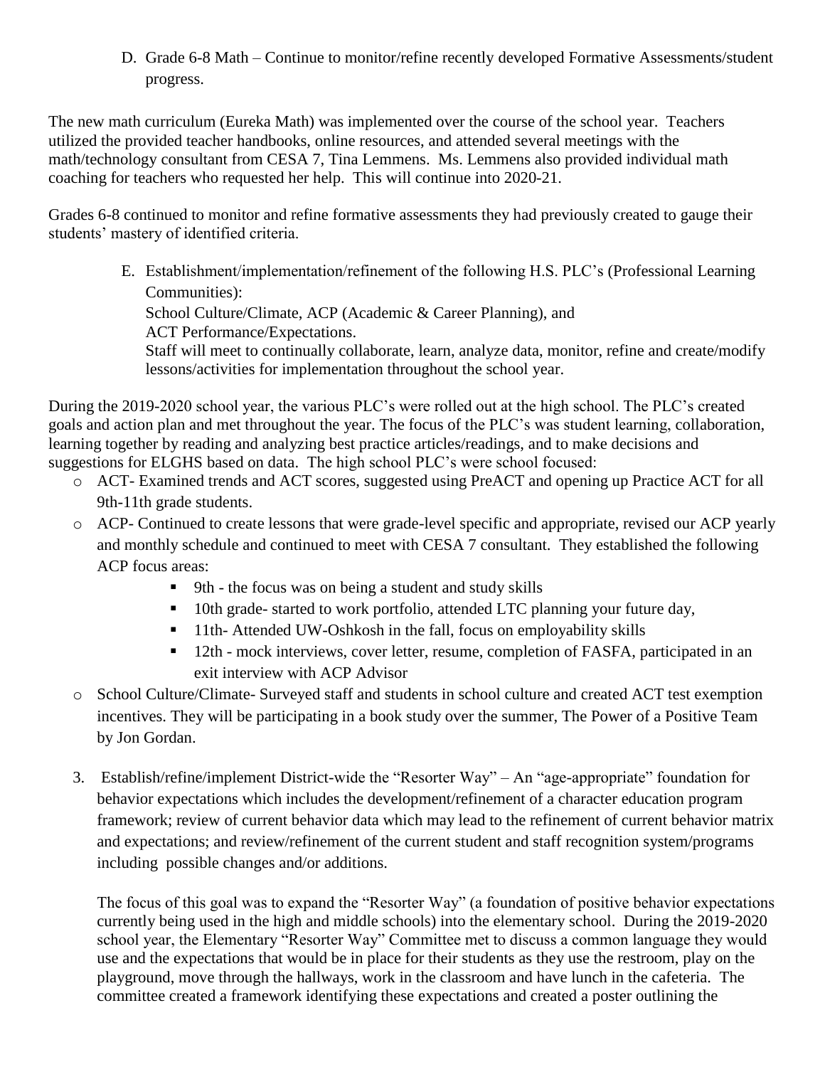D. Grade 6-8 Math – Continue to monitor/refine recently developed Formative Assessments/student progress.

The new math curriculum (Eureka Math) was implemented over the course of the school year. Teachers utilized the provided teacher handbooks, online resources, and attended several meetings with the math/technology consultant from CESA 7, Tina Lemmens. Ms. Lemmens also provided individual math coaching for teachers who requested her help. This will continue into 2020-21.

Grades 6-8 continued to monitor and refine formative assessments they had previously created to gauge their students' mastery of identified criteria.

E. Establishment/implementation/refinement of the following H.S. PLC's (Professional Learning Communities):
School Culture/Climate, ACP (Academic & Career Planning), and
ACT Performance/Expectations.
Staff will meet to continually collaborate, learn, analyze data, monitor, refine and create/modify lessons/activities for implementation throughout the school year.

During the 2019-2020 school year, the various PLC's were rolled out at the high school. The PLC's created goals and action plan and met throughout the year. The focus of the PLC's was student learning, collaboration, learning together by reading and analyzing best practice articles/readings, and to make decisions and suggestions for ELGHS based on data. The high school PLC's were school focused:

- ACT- Examined trends and ACT scores, suggested using PreACT and opening up Practice ACT for all 9th-11th grade students.
- ACP- Continued to create lessons that were grade-level specific and appropriate, revised our ACP yearly and monthly schedule and continued to meet with CESA 7 consultant. They established the following ACP focus areas:
  - 9th - the focus was on being a student and study skills
  - 10th grade- started to work portfolio, attended LTC planning your future day,
  - 11th- Attended UW-Oshkosh in the fall, focus on employability skills
  - 12th - mock interviews, cover letter, resume, completion of FASFA, participated in an exit interview with ACP Advisor
- School Culture/Climate- Surveyed staff and students in school culture and created ACT test exemption incentives. They will be participating in a book study over the summer, The Power of a Positive Team by Jon Gordan.

3. Establish/refine/implement District-wide the "Resorter Way" – An "age-appropriate" foundation for behavior expectations which includes the development/refinement of a character education program framework; review of current behavior data which may lead to the refinement of current behavior matrix and expectations; and review/refinement of the current student and staff recognition system/programs including possible changes and/or additions.

   The focus of this goal was to expand the "Resorter Way" (a foundation of positive behavior expectations currently being used in the high and middle schools) into the elementary school. During the 2019-2020 school year, the Elementary "Resorter Way" Committee met to discuss a common language they would use and the expectations that would be in place for their students as they use the restroom, play on the playground, move through the hallways, work in the classroom and have lunch in the cafeteria. The committee created a framework identifying these expectations and created a poster outlining the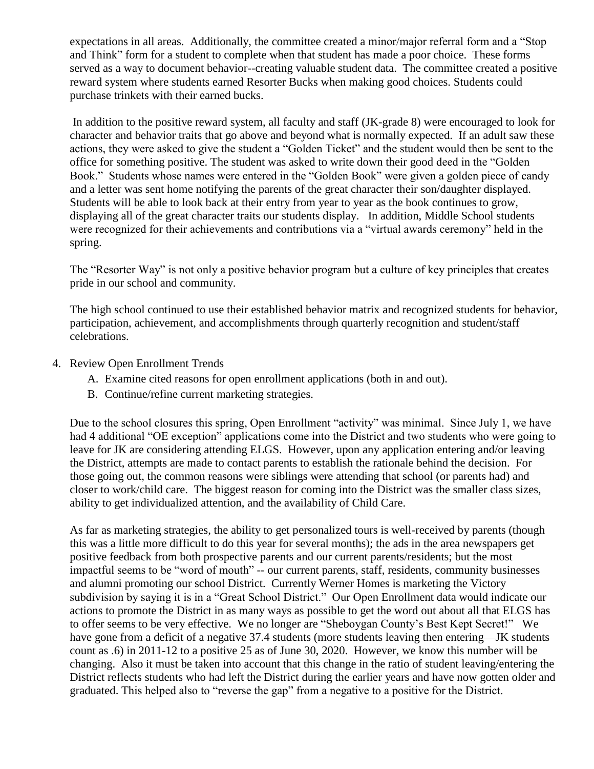expectations in all areas. Additionally, the committee created a minor/major referral form and a "Stop and Think" form for a student to complete when that student has made a poor choice. These forms served as a way to document behavior--creating valuable student data. The committee created a positive reward system where students earned Resorter Bucks when making good choices. Students could purchase trinkets with their earned bucks.

In addition to the positive reward system, all faculty and staff (JK-grade 8) were encouraged to look for character and behavior traits that go above and beyond what is normally expected. If an adult saw these actions, they were asked to give the student a "Golden Ticket" and the student would then be sent to the office for something positive. The student was asked to write down their good deed in the "Golden Book." Students whose names were entered in the "Golden Book" were given a golden piece of candy and a letter was sent home notifying the parents of the great character their son/daughter displayed. Students will be able to look back at their entry from year to year as the book continues to grow, displaying all of the great character traits our students display. In addition, Middle School students were recognized for their achievements and contributions via a "virtual awards ceremony" held in the spring.

The "Resorter Way" is not only a positive behavior program but a culture of key principles that creates pride in our school and community.

The high school continued to use their established behavior matrix and recognized students for behavior, participation, achievement, and accomplishments through quarterly recognition and student/staff celebrations.

4. Review Open Enrollment Trends
   A. Examine cited reasons for open enrollment applications (both in and out).
   B. Continue/refine current marketing strategies.

Due to the school closures this spring, Open Enrollment "activity" was minimal. Since July 1, we have had 4 additional "OE exception" applications come into the District and two students who were going to leave for JK are considering attending ELGS. However, upon any application entering and/or leaving the District, attempts are made to contact parents to establish the rationale behind the decision. For those going out, the common reasons were siblings were attending that school (or parents had) and closer to work/child care. The biggest reason for coming into the District was the smaller class sizes, ability to get individualized attention, and the availability of Child Care.

As far as marketing strategies, the ability to get personalized tours is well-received by parents (though this was a little more difficult to do this year for several months); the ads in the area newspapers get positive feedback from both prospective parents and our current parents/residents; but the most impactful seems to be "word of mouth" -- our current parents, staff, residents, community businesses and alumni promoting our school District. Currently Werner Homes is marketing the Victory subdivision by saying it is in a "Great School District." Our Open Enrollment data would indicate our actions to promote the District in as many ways as possible to get the word out about all that ELGS has to offer seems to be very effective. We no longer are "Sheboygan County's Best Kept Secret!" We have gone from a deficit of a negative 37.4 students (more students leaving then entering—JK students count as .6) in 2011-12 to a positive 25 as of June 30, 2020. However, we know this number will be changing. Also it must be taken into account that this change in the ratio of student leaving/entering the District reflects students who had left the District during the earlier years and have now gotten older and graduated. This helped also to "reverse the gap" from a negative to a positive for the District.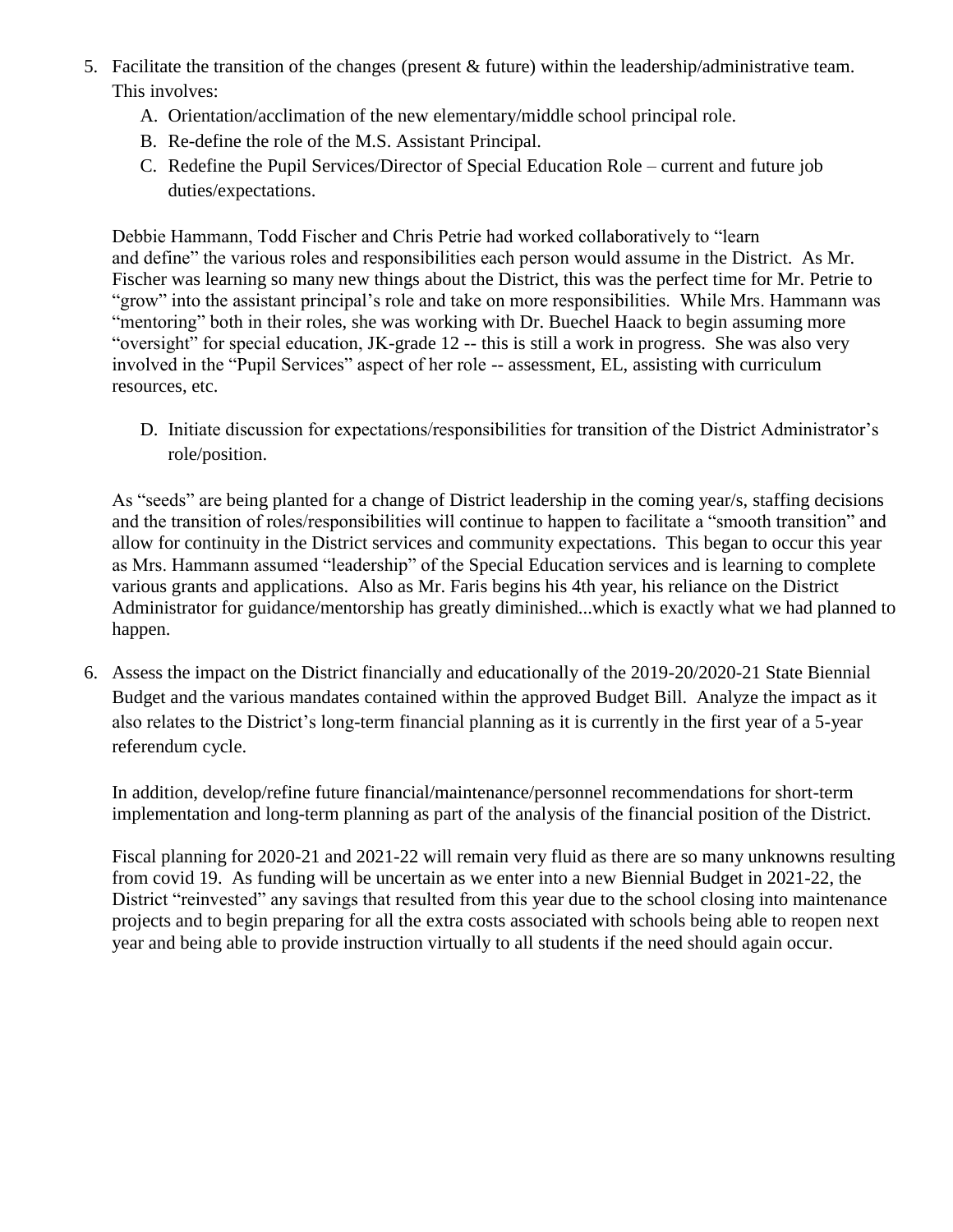5. Facilitate the transition of the changes (present & future) within the leadership/administrative team. This involves:
   A. Orientation/acclimation of the new elementary/middle school principal role.
   B. Re-define the role of the M.S. Assistant Principal.
   C. Redefine the Pupil Services/Director of Special Education Role – current and future job duties/expectations.

   Debbie Hammann, Todd Fischer and Chris Petrie had worked collaboratively to "learn and define" the various roles and responsibilities each person would assume in the District. As Mr. Fischer was learning so many new things about the District, this was the perfect time for Mr. Petrie to "grow" into the assistant principal's role and take on more responsibilities. While Mrs. Hammann was "mentoring" both in their roles, she was working with Dr. Buechel Haack to begin assuming more "oversight" for special education, JK-grade 12 -- this is still a work in progress. She was also very involved in the "Pupil Services" aspect of her role -- assessment, EL, assisting with curriculum resources, etc.

   D. Initiate discussion for expectations/responsibilities for transition of the District Administrator's role/position.

   As "seeds" are being planted for a change of District leadership in the coming year/s, staffing decisions and the transition of roles/responsibilities will continue to happen to facilitate a "smooth transition" and allow for continuity in the District services and community expectations. This began to occur this year as Mrs. Hammann assumed "leadership" of the Special Education services and is learning to complete various grants and applications. Also as Mr. Faris begins his 4th year, his reliance on the District Administrator for guidance/mentorship has greatly diminished...which is exactly what we had planned to happen.

6. Assess the impact on the District financially and educationally of the 2019-20/2020-21 State Biennial Budget and the various mandates contained within the approved Budget Bill. Analyze the impact as it also relates to the District's long-term financial planning as it is currently in the first year of a 5-year referendum cycle.

   In addition, develop/refine future financial/maintenance/personnel recommendations for short-term implementation and long-term planning as part of the analysis of the financial position of the District.

   Fiscal planning for 2020-21 and 2021-22 will remain very fluid as there are so many unknowns resulting from covid 19. As funding will be uncertain as we enter into a new Biennial Budget in 2021-22, the District "reinvested" any savings that resulted from this year due to the school closing into maintenance projects and to begin preparing for all the extra costs associated with schools being able to reopen next year and being able to provide instruction virtually to all students if the need should again occur.